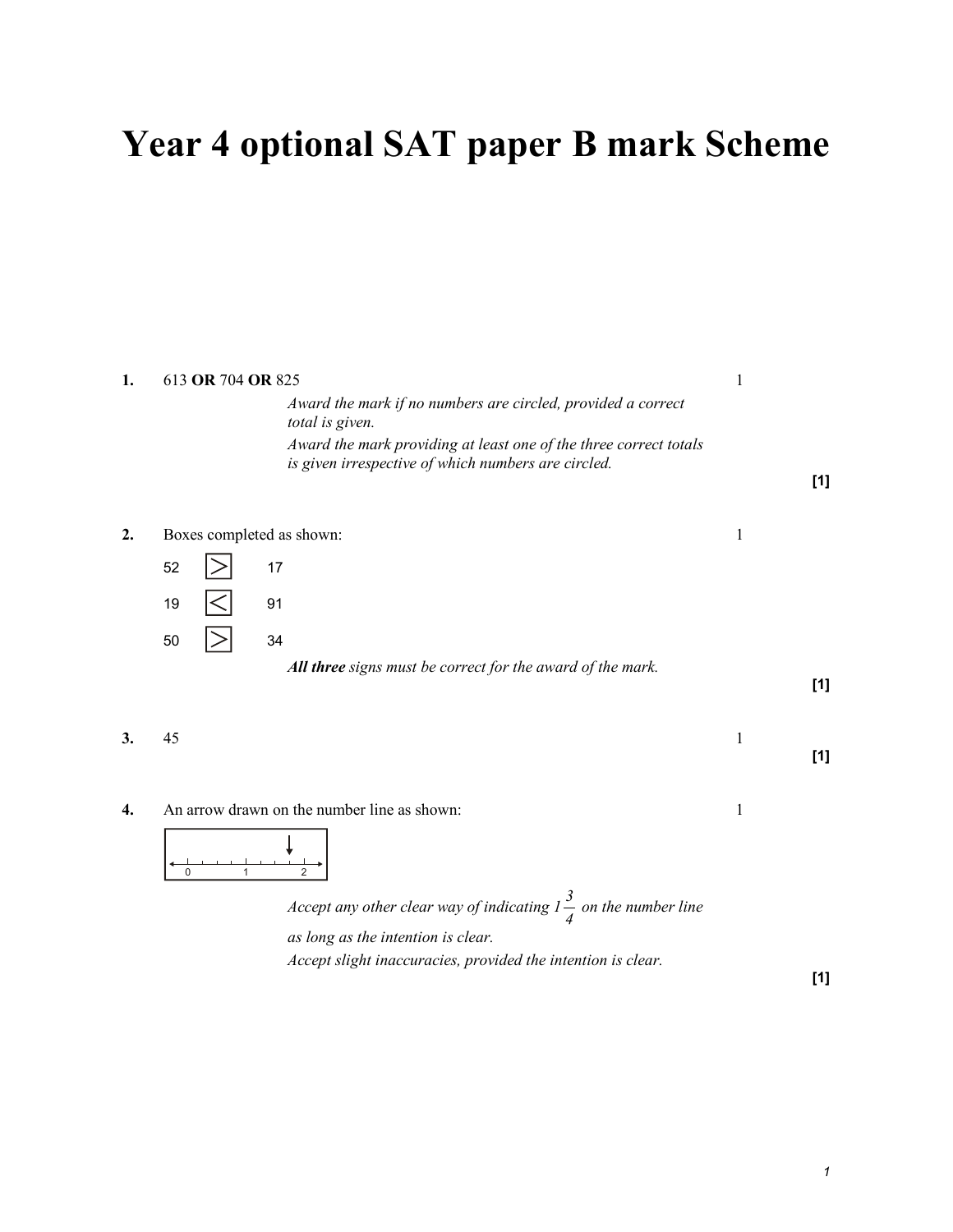# Year 4 optional SAT paper B mark Scheme

**1.** 613 **OR** 704 **OR** 825 — 1

*Award the mark if no numbers are circled, provided a correct total is given.*

*Award the mark providing at least one of the three correct totals is given irrespective of which numbers are circled.*

**[1]**

**2.** Boxes completed as shown: — 1

52 [>] 17

19 [<] 91

50 [>] 34

***All three** signs must be correct for the award of the mark.*

**[1]**

**3.** 45 — 1

**[1]**

**4.** An arrow drawn on the number line as shown: — 1

*Accept any other clear way of indicating $1\frac{3}{4}$ on the number line as long as the intention is clear.*

*Accept slight inaccuracies, provided the intention is clear.*

**[1]**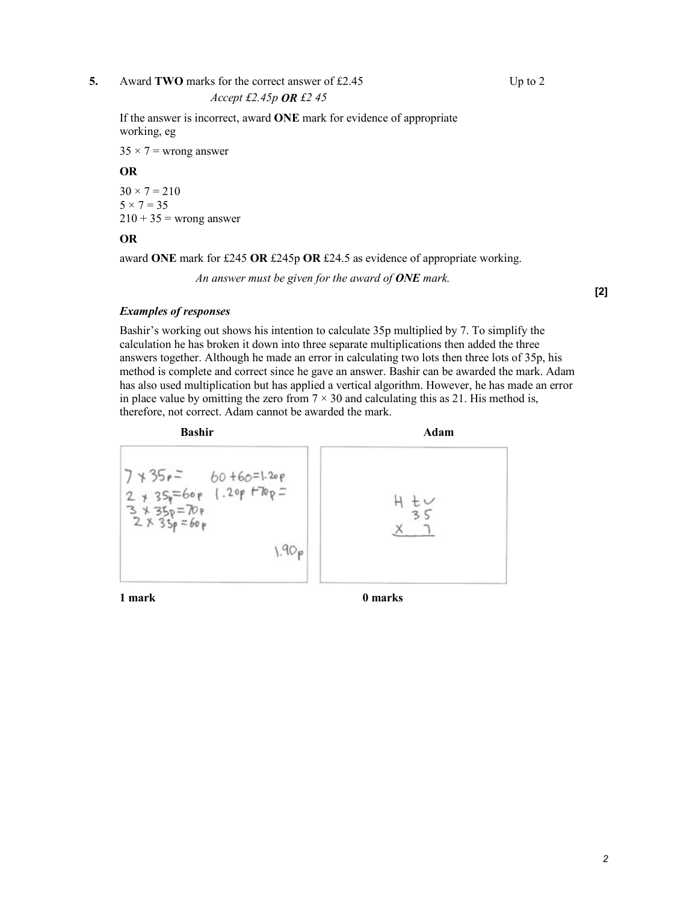**5.** Award **TWO** marks for the correct answer of £2.45 Up to 2

*Accept £2.45p **OR** £2 45*

If the answer is incorrect, award **ONE** mark for evidence of appropriate working, eg

$35 \times 7$ = wrong answer

**OR**

$30 \times 7 = 210$
$5 \times 7 = 35$
$210 + 35$ = wrong answer

**OR**

award **ONE** mark for £245 **OR** £245p **OR** £24.5 as evidence of appropriate working.

*An answer must be given for the award of **ONE** mark.*

**[2]**

***Examples of responses***

Bashir's working out shows his intention to calculate 35p multiplied by 7. To simplify the calculation he has broken it down into three separate multiplications then added the three answers together. Although he made an error in calculating two lots then three lots of 35p, his method is complete and correct since he gave an answer. Bashir can be awarded the mark. Adam has also used multiplication but has applied a vertical algorithm. However, he has made an error in place value by omitting the zero from $7 \times 30$ and calculating this as 21. His method is, therefore, not correct. Adam cannot be awarded the mark.

| Bashir | Adam |
|---|---|
| 7 x 35p = <br> 2 x 35p = 60p <br> 3 x 35p = 70p <br> 2 x 35p = 60p <br> 60 + 60 = 1.20p <br> 1.20p + 70p = <br> 1.90p | H t u <br> 35 <br> x 7 |
| **1 mark** | **0 marks** |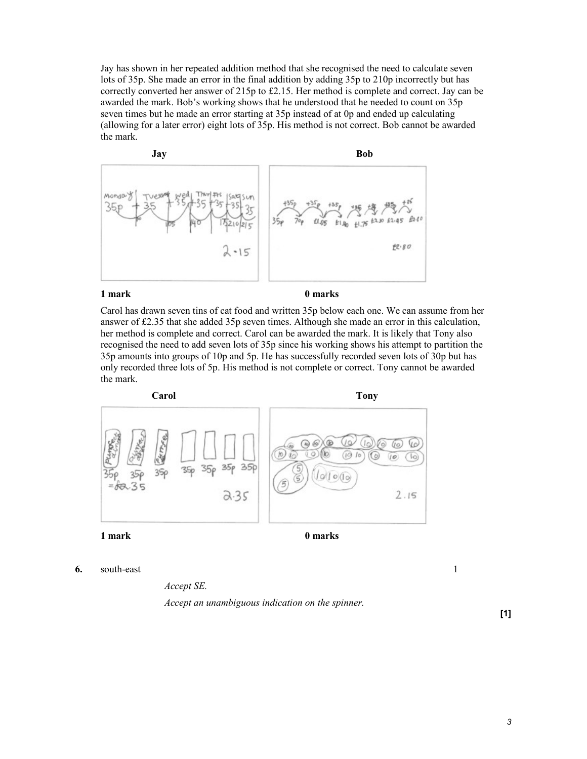Jay has shown in her repeated addition method that she recognised the need to calculate seven lots of 35p. She made an error in the final addition by adding 35p to 210p incorrectly but has correctly converted her answer of 215p to £2.15. Her method is complete and correct. Jay can be awarded the mark. Bob's working shows that he understood that he needed to count on 35p seven times but he made an error starting at 35p instead of at 0p and ended up calculating (allowing for a later error) eight lots of 35p. His method is not correct. Bob cannot be awarded the mark.

**Jay** — **1 mark**

**Bob** — **0 marks**

Carol has drawn seven tins of cat food and written 35p below each one. We can assume from her answer of £2.35 that she added 35p seven times. Although she made an error in this calculation, her method is complete and correct. Carol can be awarded the mark. It is likely that Tony also recognised the need to add seven lots of 35p since his working shows his attempt to partition the 35p amounts into groups of 10p and 5p. He has successfully recorded seven lots of 30p but has only recorded three lots of 5p. His method is not complete or correct. Tony cannot be awarded the mark.

**Carol** — **1 mark**

**Tony** — **0 marks**

**6.** south-east 1

*Accept SE.*

*Accept an unambiguous indication on the spinner.*

**[1]**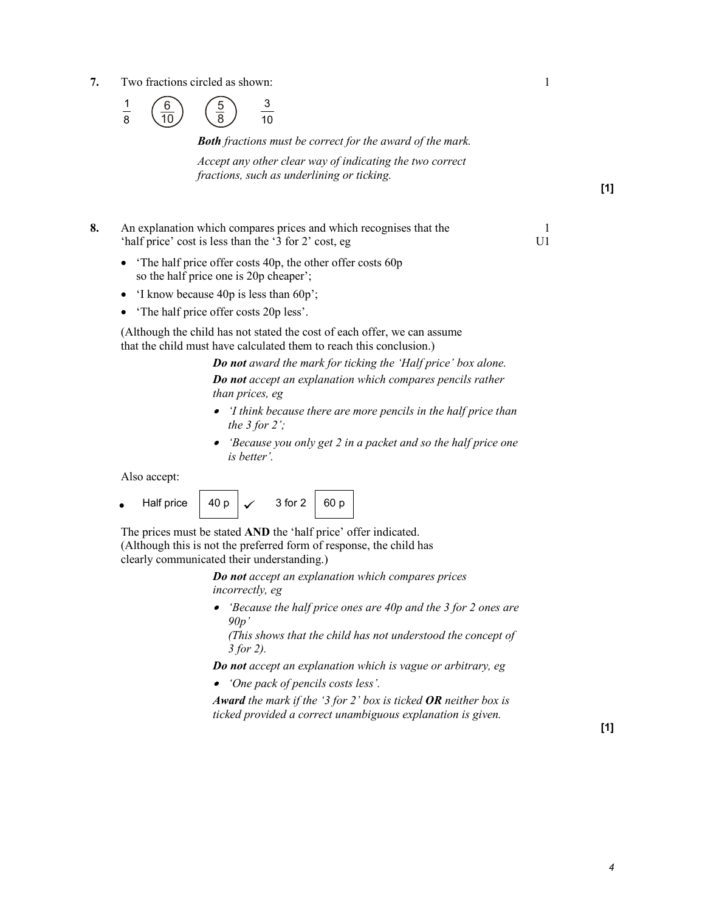**7.** Two fractions circled as shown: 1

$\frac{1}{8}$ ($\frac{6}{10}$) ($\frac{5}{8}$) $\frac{3}{10}$

*__Both__ fractions must be correct for the award of the mark.*

*Accept any other clear way of indicating the two correct fractions, such as underlining or ticking.*

**[1]**

**8.** An explanation which compares prices and which recognises that the 'half price' cost is less than the '3 for 2' cost, eg 1 U1

- 'The half price offer costs 40p, the other offer costs 60p so the half price one is 20p cheaper';
- 'I know because 40p is less than 60p';
- 'The half price offer costs 20p less'.

(Although the child has not stated the cost of each offer, we can assume that the child must have calculated them to reach this conclusion.)

***Do not*** *award the mark for ticking the 'Half price' box alone.*

***Do not*** *accept an explanation which compares pencils rather than prices, eg*

- *'I think because there are more pencils in the half price than the 3 for 2';*
- *'Because you only get 2 in a packet and so the half price one is better'.*

Also accept:

- Half price | 40 p | ✓ 3 for 2 | 60 p |

The prices must be stated **AND** the 'half price' offer indicated. (Although this is not the preferred form of response, the child has clearly communicated their understanding.)

***Do not*** *accept an explanation which compares prices incorrectly, eg*

- *'Because the half price ones are 40p and the 3 for 2 ones are 90p'*
  *(This shows that the child has not understood the concept of 3 for 2).*

***Do not*** *accept an explanation which is vague or arbitrary, eg*

- *'One pack of pencils costs less'.*

***Award*** *the mark if the '3 for 2' box is ticked* ***OR*** *neither box is ticked provided a correct unambiguous explanation is given.*

**[1]**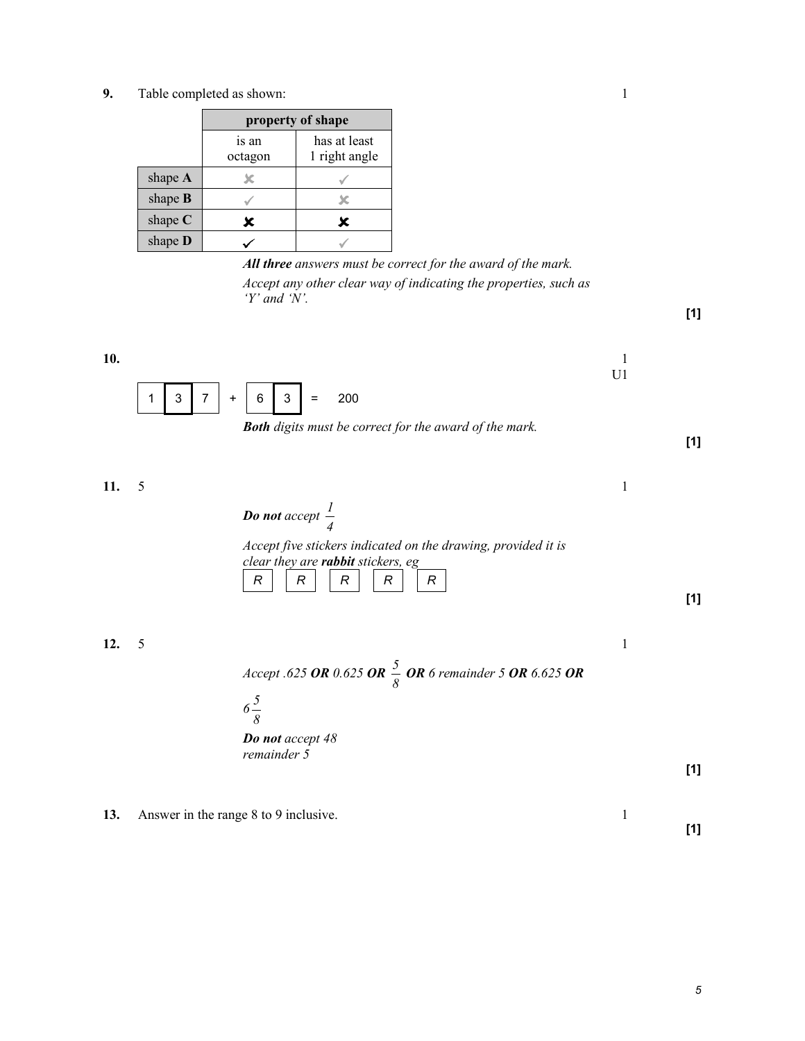**9.** Table completed as shown: 1

| | property of shape | |
|---|---|---|
| | is an octagon | has at least 1 right angle |
| shape **A** | ✘ | ✓ |
| shape **B** | ✓ | ✘ |
| shape **C** | ✘ | ✘ |
| shape **D** | ✓ | ✓ |

***All three*** *answers must be correct for the award of the mark.*

*Accept any other clear way of indicating the properties, such as 'Y' and 'N'.*

**[1]**

**10.** 1 U1

| 1 | 3 | 7 | + | 6 | 3 | = | 200 |
|---|---|---|---|---|---|---|---|

***Both*** *digits must be correct for the award of the mark.*

**[1]**

**11.** 5 1

***Do not*** *accept* $\frac{1}{4}$

*Accept five stickers indicated on the drawing, provided it is clear they are* ***rabbit*** *stickers, eg*

R R R R R

**[1]**

**12.** 5 1

*Accept .625* ***OR*** *0.625* ***OR*** $\frac{5}{8}$ ***OR*** *6 remainder 5* ***OR*** *6.625* ***OR*** $6\frac{5}{8}$

***Do not*** *accept 48 remainder 5*

**[1]**

**13.** Answer in the range 8 to 9 inclusive. 1

**[1]**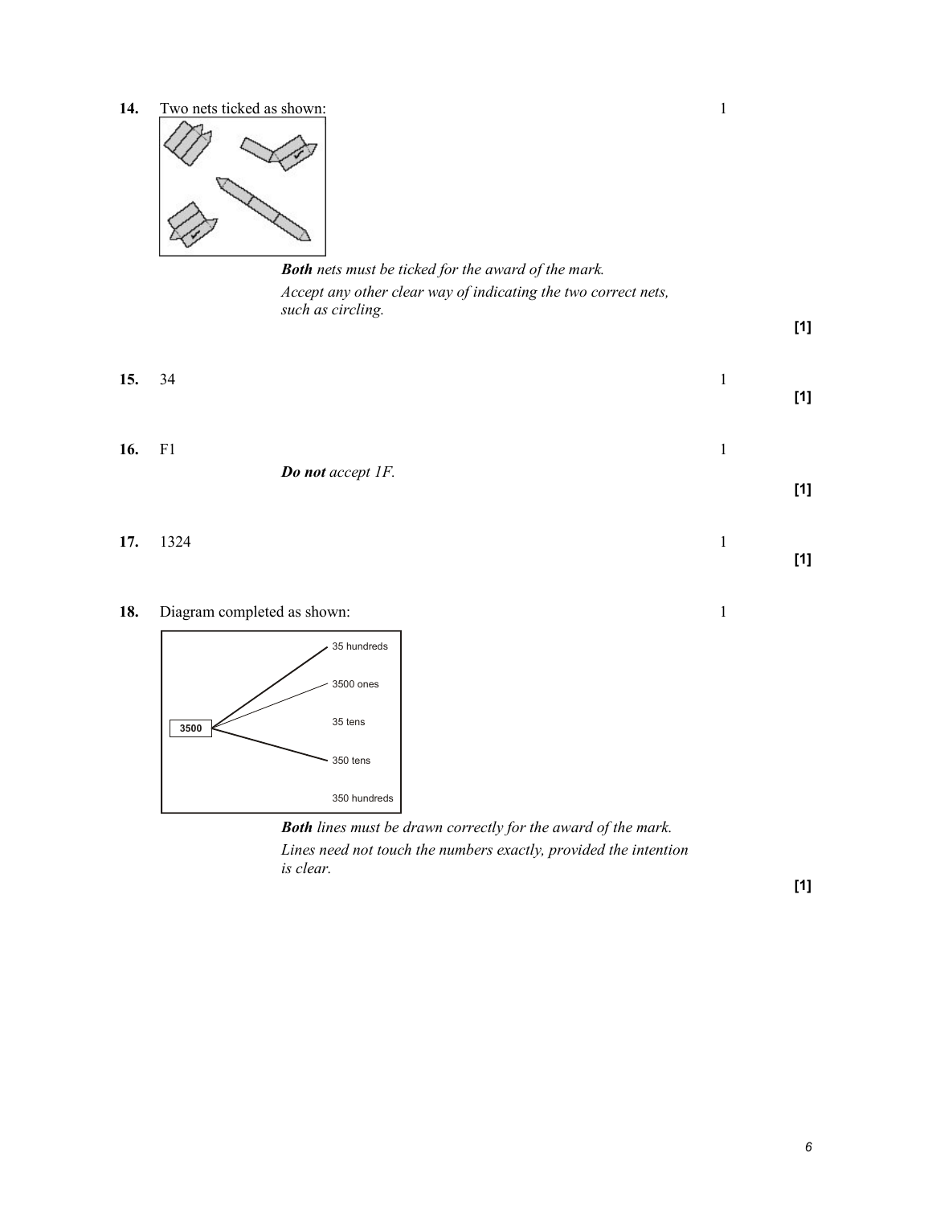**14.** Two nets ticked as shown: 1

*__Both__ nets must be ticked for the award of the mark.*

*Accept any other clear way of indicating the two correct nets, such as circling.*

**[1]**

**15.** 34 1

**[1]**

**16.** F1 1

***Do not** accept 1F.*

**[1]**

**17.** 1324 1

**[1]**

**18.** Diagram completed as shown: 1

3500 — 35 hundreds

3500 ones

35 tens

3500 — 350 tens

350 hundreds

*__Both__ lines must be drawn correctly for the award of the mark.*

*Lines need not touch the numbers exactly, provided the intention is clear.*

**[1]**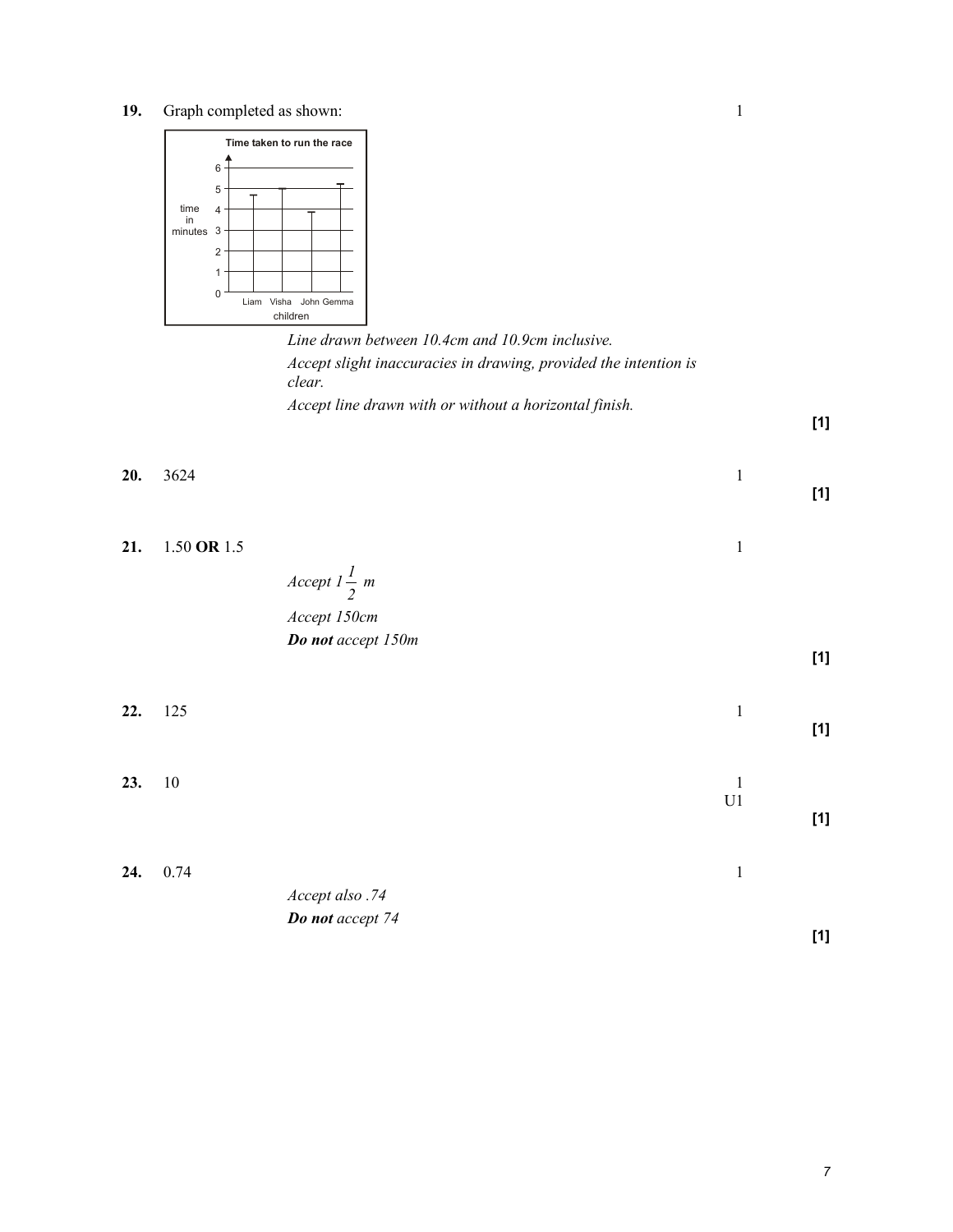**19.** Graph completed as shown: 1

*Line drawn between 10.4cm and 10.9cm inclusive.*

*Accept slight inaccuracies in drawing, provided the intention is clear.*

*Accept line drawn with or without a horizontal finish.*

**[1]**

**20.** 3624 1

**[1]**

**21.** 1.50 **OR** 1.5 1

*Accept* $1\frac{1}{2}$ *m*

*Accept 150cm*

***Do not*** *accept 150m*

**[1]**

**22.** 125 1

**[1]**

**23.** 10 1 U1

**[1]**

**24.** 0.74 1

*Accept also .74*

***Do not*** *accept 74*

**[1]**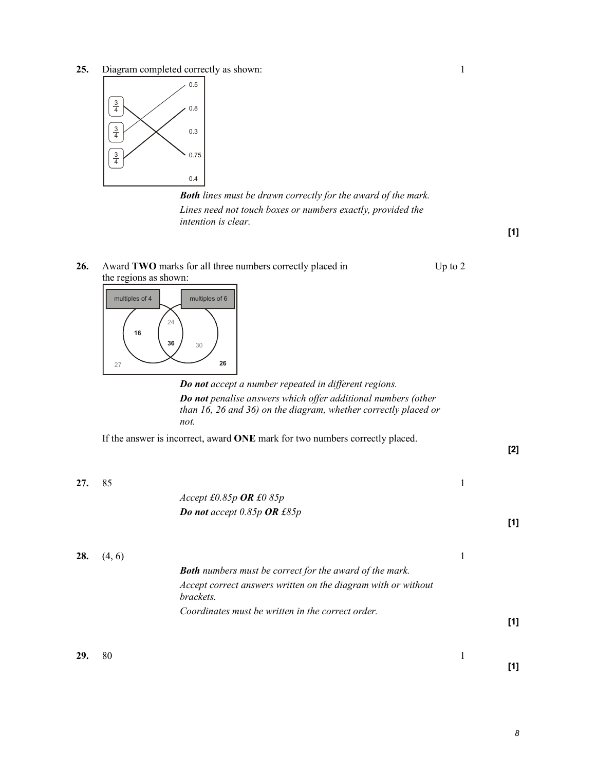**25.** Diagram completed correctly as shown: 1

*(Diagram: three boxes each labelled 3/4 on the left; numbers 0.5, 0.8, 0.3, 0.75, 0.4 on the right. Lines drawn from the boxes to 0.5, 0.8 and 0.75.)*

***Both*** *lines must be drawn correctly for the award of the mark.*

*Lines need not touch boxes or numbers exactly, provided the intention is clear.*

**[1]**

**26.** Award **TWO** marks for all three numbers correctly placed in the regions as shown: Up to 2

*(Venn diagram: "multiples of 4" and "multiples of 6". 16 in multiples of 4 only; 24 and 36 in the intersection; 30 in multiples of 6 only; 27 and 26 outside both circles.)*

***Do not*** *accept a number repeated in different regions.*

***Do not*** *penalise answers which offer additional numbers (other than 16, 26 and 36) on the diagram, whether correctly placed or not.*

If the answer is incorrect, award **ONE** mark for two numbers correctly placed.

**[2]**

**27.** 85 1

*Accept £0.85p* ***OR*** *£0 85p*

***Do not*** *accept 0.85p* ***OR*** *£85p*

**[1]**

**28.** (4, 6) 1

***Both*** *numbers must be correct for the award of the mark.*

*Accept correct answers written on the diagram with or without brackets.*

*Coordinates must be written in the correct order.*

**[1]**

**29.** 80 1

**[1]**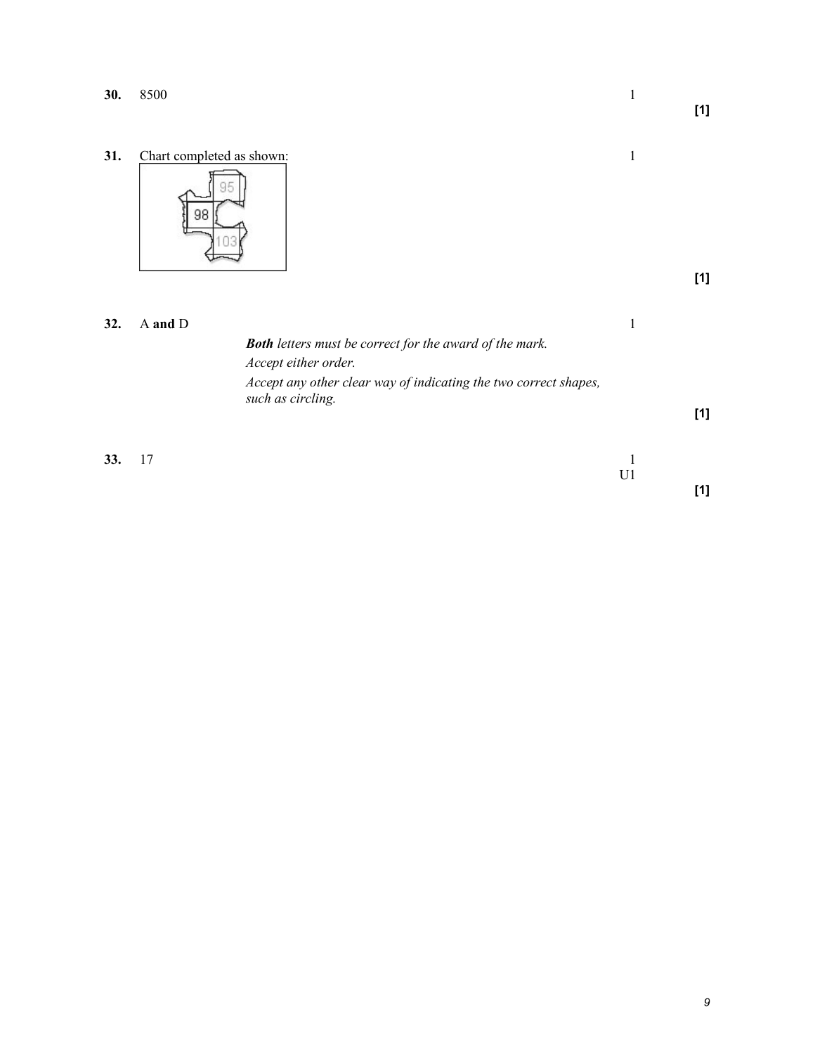**30.** 8500 1

**[1]**

**31.** Chart completed as shown: 1

95

98

103

**[1]**

**32.** A **and** D 1

***Both*** *letters must be correct for the award of the mark.*

*Accept either order.*

*Accept any other clear way of indicating the two correct shapes, such as circling.*

**[1]**

**33.** 17 1

U1

**[1]**